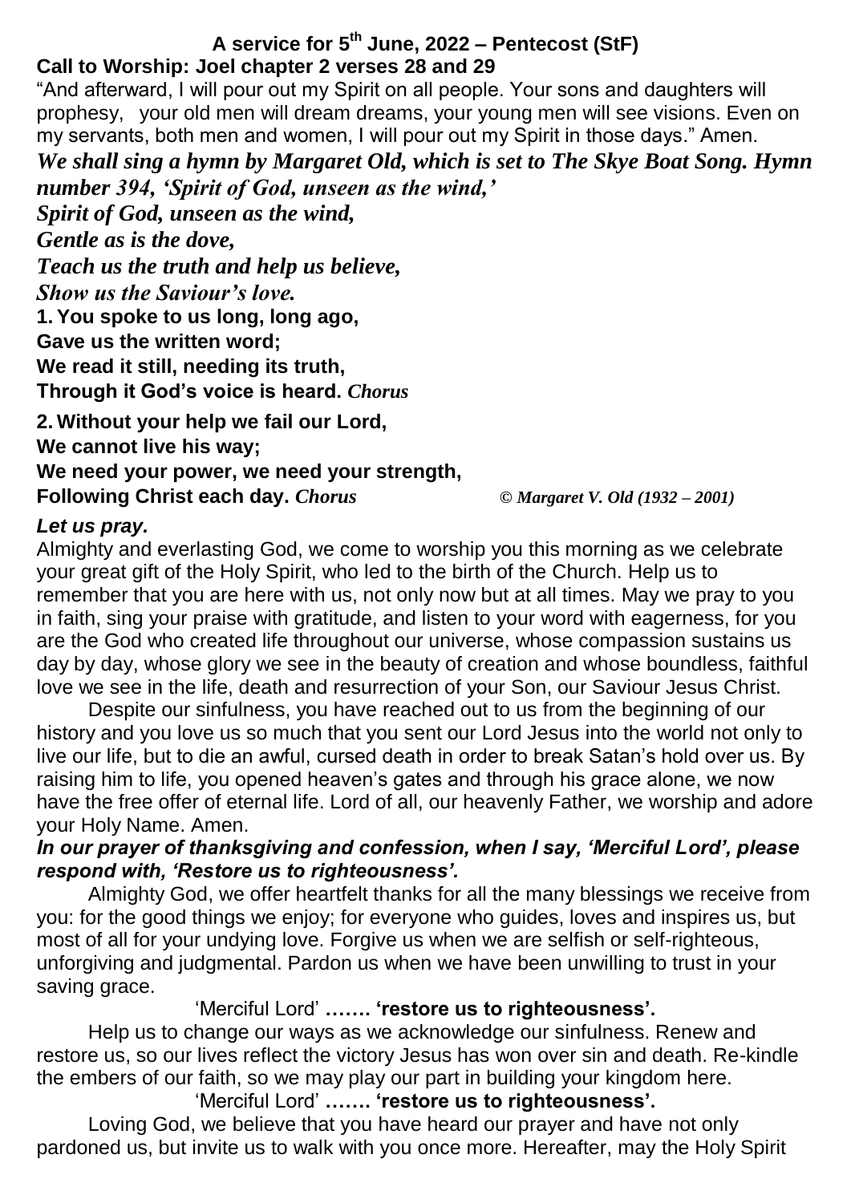# A service for 5th June, 2022 – Pentecost (StF)

**Call to Worship: Joel chapter 2 verses 28 and 29**

"And afterward, I will pour out my Spirit on all people. Your sons and daughters will prophesy, your old men will dream dreams, your young men will see visions. Even on my servants, both men and women, I will pour out my Spirit in those days." Amen.

***We shall sing a hymn by Margaret Old, which is set to The Skye Boat Song. Hymn number 394, 'Spirit of God, unseen as the wind,'***

***Spirit of God, unseen as the wind,***
***Gentle as is the dove,***
***Teach us the truth and help us believe,***
***Show us the Saviour's love.***

**1. You spoke to us long, long ago,**
**Gave us the written word;**
**We read it still, needing its truth,**
**Through it God's voice is heard.** ***Chorus***

**2. Without your help we fail our Lord,**
**We cannot live his way;**
**We need your power, we need your strength,**
**Following Christ each day.** ***Chorus*** *© Margaret V. Old (1932 – 2001)*

***Let us pray.***

Almighty and everlasting God, we come to worship you this morning as we celebrate your great gift of the Holy Spirit, who led to the birth of the Church. Help us to remember that you are here with us, not only now but at all times. May we pray to you in faith, sing your praise with gratitude, and listen to your word with eagerness, for you are the God who created life throughout our universe, whose compassion sustains us day by day, whose glory we see in the beauty of creation and whose boundless, faithful love we see in the life, death and resurrection of your Son, our Saviour Jesus Christ.

Despite our sinfulness, you have reached out to us from the beginning of our history and you love us so much that you sent our Lord Jesus into the world not only to live our life, but to die an awful, cursed death in order to break Satan's hold over us. By raising him to life, you opened heaven's gates and through his grace alone, we now have the free offer of eternal life. Lord of all, our heavenly Father, we worship and adore your Holy Name. Amen.

***In our prayer of thanksgiving and confession, when I say, 'Merciful Lord', please respond with, 'Restore us to righteousness'.***

Almighty God, we offer heartfelt thanks for all the many blessings we receive from you: for the good things we enjoy; for everyone who guides, loves and inspires us, but most of all for your undying love. Forgive us when we are selfish or self-righteous, unforgiving and judgmental. Pardon us when we have been unwilling to trust in your saving grace.

'Merciful Lord' **……. 'restore us to righteousness'.**

Help us to change our ways as we acknowledge our sinfulness. Renew and restore us, so our lives reflect the victory Jesus has won over sin and death. Re-kindle the embers of our faith, so we may play our part in building your kingdom here.

'Merciful Lord' **……. 'restore us to righteousness'.**

Loving God, we believe that you have heard our prayer and have not only pardoned us, but invite us to walk with you once more. Hereafter, may the Holy Spirit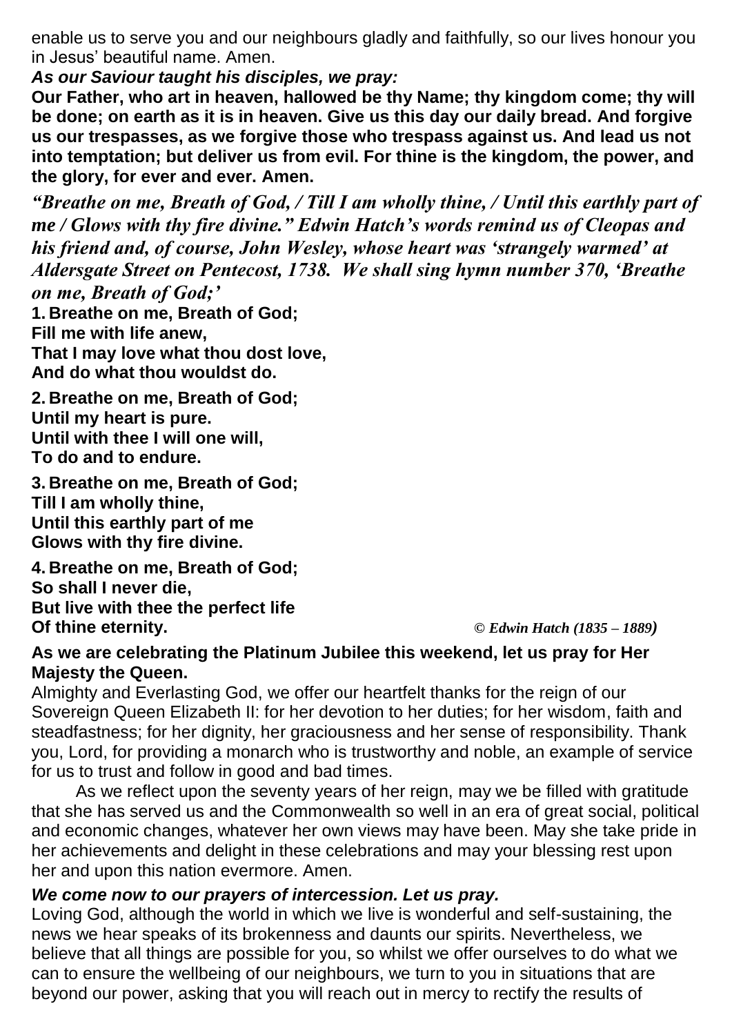enable us to serve you and our neighbours gladly and faithfully, so our lives honour you in Jesus' beautiful name. Amen.

***As our Saviour taught his disciples, we pray:***

**Our Father, who art in heaven, hallowed be thy Name; thy kingdom come; thy will be done; on earth as it is in heaven. Give us this day our daily bread. And forgive us our trespasses, as we forgive those who trespass against us. And lead us not into temptation; but deliver us from evil. For thine is the kingdom, the power, and the glory, for ever and ever. Amen.**

***"Breathe on me, Breath of God, / Till I am wholly thine, / Until this earthly part of me / Glows with thy fire divine." Edwin Hatch's words remind us of Cleopas and his friend and, of course, John Wesley, whose heart was 'strangely warmed' at Aldersgate Street on Pentecost, 1738. We shall sing hymn number 370, 'Breathe on me, Breath of God;'***

**1. Breathe on me, Breath of God;**
**Fill me with life anew,**
**That I may love what thou dost love,**
**And do what thou wouldst do.**

**2. Breathe on me, Breath of God;**
**Until my heart is pure.**
**Until with thee I will one will,**
**To do and to endure.**

**3. Breathe on me, Breath of God;**
**Till I am wholly thine,**
**Until this earthly part of me**
**Glows with thy fire divine.**

**4. Breathe on me, Breath of God;**
**So shall I never die,**
**But live with thee the perfect life**
**Of thine eternity.** *© Edwin Hatch (1835 – 1889)*

**As we are celebrating the Platinum Jubilee this weekend, let us pray for Her Majesty the Queen.**

Almighty and Everlasting God, we offer our heartfelt thanks for the reign of our Sovereign Queen Elizabeth II: for her devotion to her duties; for her wisdom, faith and steadfastness; for her dignity, her graciousness and her sense of responsibility. Thank you, Lord, for providing a monarch who is trustworthy and noble, an example of service for us to trust and follow in good and bad times.

As we reflect upon the seventy years of her reign, may we be filled with gratitude that she has served us and the Commonwealth so well in an era of great social, political and economic changes, whatever her own views may have been. May she take pride in her achievements and delight in these celebrations and may your blessing rest upon her and upon this nation evermore. Amen.

***We come now to our prayers of intercession. Let us pray.***

Loving God, although the world in which we live is wonderful and self-sustaining, the news we hear speaks of its brokenness and daunts our spirits. Nevertheless, we believe that all things are possible for you, so whilst we offer ourselves to do what we can to ensure the wellbeing of our neighbours, we turn to you in situations that are beyond our power, asking that you will reach out in mercy to rectify the results of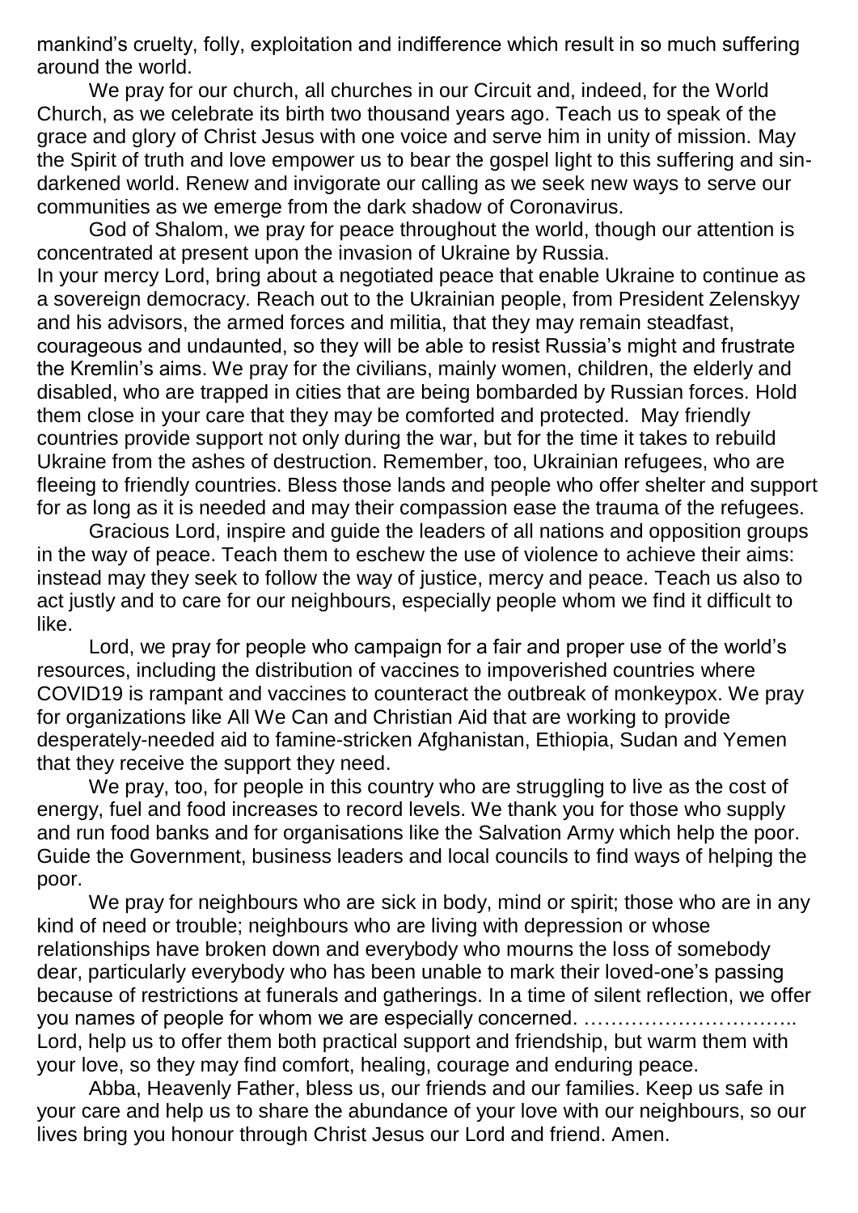mankind's cruelty, folly, exploitation and indifference which result in so much suffering around the world.

We pray for our church, all churches in our Circuit and, indeed, for the World Church, as we celebrate its birth two thousand years ago. Teach us to speak of the grace and glory of Christ Jesus with one voice and serve him in unity of mission. May the Spirit of truth and love empower us to bear the gospel light to this suffering and sin-darkened world. Renew and invigorate our calling as we seek new ways to serve our communities as we emerge from the dark shadow of Coronavirus.

God of Shalom, we pray for peace throughout the world, though our attention is concentrated at present upon the invasion of Ukraine by Russia.

In your mercy Lord, bring about a negotiated peace that enable Ukraine to continue as a sovereign democracy. Reach out to the Ukrainian people, from President Zelenskyy and his advisors, the armed forces and militia, that they may remain steadfast, courageous and undaunted, so they will be able to resist Russia's might and frustrate the Kremlin's aims. We pray for the civilians, mainly women, children, the elderly and disabled, who are trapped in cities that are being bombarded by Russian forces. Hold them close in your care that they may be comforted and protected. May friendly countries provide support not only during the war, but for the time it takes to rebuild Ukraine from the ashes of destruction. Remember, too, Ukrainian refugees, who are fleeing to friendly countries. Bless those lands and people who offer shelter and support for as long as it is needed and may their compassion ease the trauma of the refugees.

Gracious Lord, inspire and guide the leaders of all nations and opposition groups in the way of peace. Teach them to eschew the use of violence to achieve their aims: instead may they seek to follow the way of justice, mercy and peace. Teach us also to act justly and to care for our neighbours, especially people whom we find it difficult to like.

Lord, we pray for people who campaign for a fair and proper use of the world's resources, including the distribution of vaccines to impoverished countries where COVID19 is rampant and vaccines to counteract the outbreak of monkeypox. We pray for organizations like All We Can and Christian Aid that are working to provide desperately-needed aid to famine-stricken Afghanistan, Ethiopia, Sudan and Yemen that they receive the support they need.

We pray, too, for people in this country who are struggling to live as the cost of energy, fuel and food increases to record levels. We thank you for those who supply and run food banks and for organisations like the Salvation Army which help the poor. Guide the Government, business leaders and local councils to find ways of helping the poor.

We pray for neighbours who are sick in body, mind or spirit; those who are in any kind of need or trouble; neighbours who are living with depression or whose relationships have broken down and everybody who mourns the loss of somebody dear, particularly everybody who has been unable to mark their loved-one's passing because of restrictions at funerals and gatherings. In a time of silent reflection, we offer you names of people for whom we are especially concerned. …………………………..
Lord, help us to offer them both practical support and friendship, but warm them with your love, so they may find comfort, healing, courage and enduring peace.

Abba, Heavenly Father, bless us, our friends and our families. Keep us safe in your care and help us to share the abundance of your love with our neighbours, so our lives bring you honour through Christ Jesus our Lord and friend. Amen.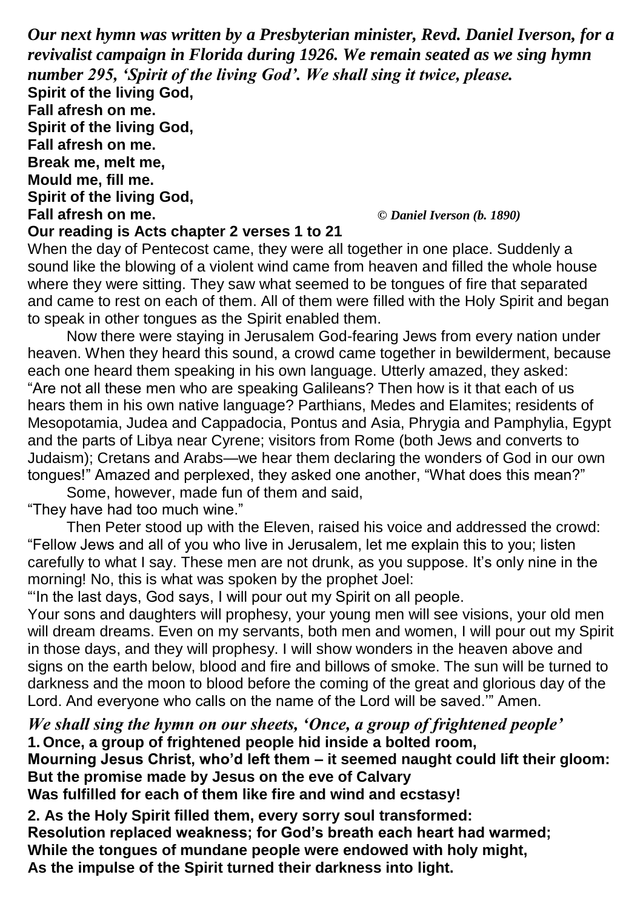***Our next hymn was written by a Presbyterian minister, Revd. Daniel Iverson, for a revivalist campaign in Florida during 1926. We remain seated as we sing hymn number 295, 'Spirit of the living God'. We shall sing it twice, please.***

**Spirit of the living God,**
**Fall afresh on me.**
**Spirit of the living God,**
**Fall afresh on me.**
**Break me, melt me,**
**Mould me, fill me.**
**Spirit of the living God,**
**Fall afresh on me.** *© Daniel Iverson (b. 1890)*

**Our reading is Acts chapter 2 verses 1 to 21**

When the day of Pentecost came, they were all together in one place. Suddenly a sound like the blowing of a violent wind came from heaven and filled the whole house where they were sitting. They saw what seemed to be tongues of fire that separated and came to rest on each of them. All of them were filled with the Holy Spirit and began to speak in other tongues as the Spirit enabled them.

Now there were staying in Jerusalem God-fearing Jews from every nation under heaven. When they heard this sound, a crowd came together in bewilderment, because each one heard them speaking in his own language. Utterly amazed, they asked: "Are not all these men who are speaking Galileans? Then how is it that each of us hears them in his own native language? Parthians, Medes and Elamites; residents of Mesopotamia, Judea and Cappadocia, Pontus and Asia, Phrygia and Pamphylia, Egypt and the parts of Libya near Cyrene; visitors from Rome (both Jews and converts to Judaism); Cretans and Arabs—we hear them declaring the wonders of God in our own tongues!" Amazed and perplexed, they asked one another, "What does this mean?"

Some, however, made fun of them and said,
"They have had too much wine."

Then Peter stood up with the Eleven, raised his voice and addressed the crowd: "Fellow Jews and all of you who live in Jerusalem, let me explain this to you; listen carefully to what I say. These men are not drunk, as you suppose. It's only nine in the morning! No, this is what was spoken by the prophet Joel:

"'In the last days, God says, I will pour out my Spirit on all people.
Your sons and daughters will prophesy, your young men will see visions, your old men will dream dreams. Even on my servants, both men and women, I will pour out my Spirit in those days, and they will prophesy. I will show wonders in the heaven above and signs on the earth below, blood and fire and billows of smoke. The sun will be turned to darkness and the moon to blood before the coming of the great and glorious day of the Lord. And everyone who calls on the name of the Lord will be saved.'" Amen.

***We shall sing the hymn on our sheets, 'Once, a group of frightened people'***

**1. Once, a group of frightened people hid inside a bolted room,**
**Mourning Jesus Christ, who'd left them – it seemed naught could lift their gloom:**
**But the promise made by Jesus on the eve of Calvary**
**Was fulfilled for each of them like fire and wind and ecstasy!**

**2. As the Holy Spirit filled them, every sorry soul transformed:**
**Resolution replaced weakness; for God's breath each heart had warmed;**
**While the tongues of mundane people were endowed with holy might,**
**As the impulse of the Spirit turned their darkness into light.**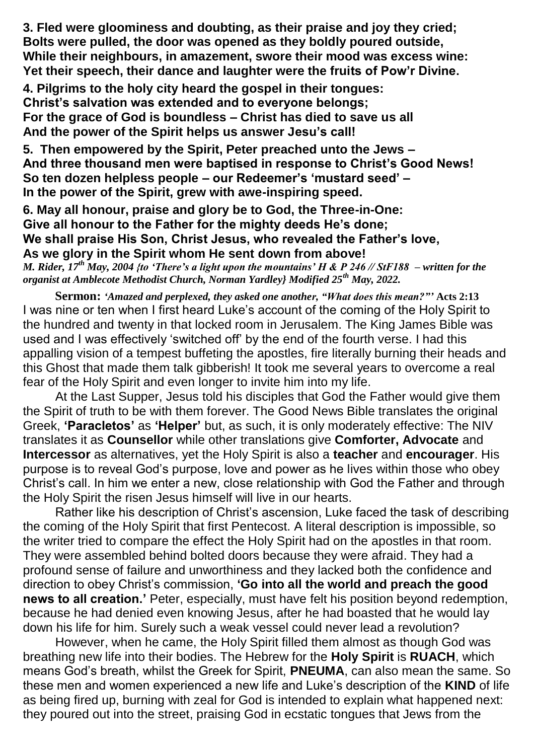**3. Fled were gloominess and doubting, as their praise and joy they cried;**
**Bolts were pulled, the door was opened as they boldly poured outside,**
**While their neighbours, in amazement, swore their mood was excess wine:**
**Yet their speech, their dance and laughter were the fruits of Pow'r Divine.**

**4. Pilgrims to the holy city heard the gospel in their tongues:**
**Christ's salvation was extended and to everyone belongs;**
**For the grace of God is boundless – Christ has died to save us all**
**And the power of the Spirit helps us answer Jesu's call!**

**5. Then empowered by the Spirit, Peter preached unto the Jews –**
**And three thousand men were baptised in response to Christ's Good News!**
**So ten dozen helpless people – our Redeemer's 'mustard seed' –**
**In the power of the Spirit, grew with awe-inspiring speed.**

**6. May all honour, praise and glory be to God, the Three-in-One:**
**Give all honour to the Father for the mighty deeds He's done;**
**We shall praise His Son, Christ Jesus, who revealed the Father's love,**
**As we glory in the Spirit whom He sent down from above!**

***M. Rider, 17th May, 2004 {to 'There's a light upon the mountains' H & P 246 // StF188 – written for the organist at Amblecote Methodist Church, Norman Yardley} Modified 25th May, 2022.***

**Sermon:** *'Amazed and perplexed, they asked one another, "What does this mean?"'* **Acts 2:13**

I was nine or ten when I first heard Luke's account of the coming of the Holy Spirit to the hundred and twenty in that locked room in Jerusalem. The King James Bible was used and I was effectively 'switched off' by the end of the fourth verse. I had this appalling vision of a tempest buffeting the apostles, fire literally burning their heads and this Ghost that made them talk gibberish! It took me several years to overcome a real fear of the Holy Spirit and even longer to invite him into my life.

At the Last Supper, Jesus told his disciples that God the Father would give them the Spirit of truth to be with them forever. The Good News Bible translates the original Greek, **'Paracletos'** as **'Helper'** but, as such, it is only moderately effective: The NIV translates it as **Counsellor** while other translations give **Comforter, Advocate** and **Intercessor** as alternatives, yet the Holy Spirit is also a **teacher** and **encourager**. His purpose is to reveal God's purpose, love and power as he lives within those who obey Christ's call. In him we enter a new, close relationship with God the Father and through the Holy Spirit the risen Jesus himself will live in our hearts.

Rather like his description of Christ's ascension, Luke faced the task of describing the coming of the Holy Spirit that first Pentecost. A literal description is impossible, so the writer tried to compare the effect the Holy Spirit had on the apostles in that room. They were assembled behind bolted doors because they were afraid. They had a profound sense of failure and unworthiness and they lacked both the confidence and direction to obey Christ's commission, **'Go into all the world and preach the good news to all creation.'** Peter, especially, must have felt his position beyond redemption, because he had denied even knowing Jesus, after he had boasted that he would lay down his life for him. Surely such a weak vessel could never lead a revolution?

However, when he came, the Holy Spirit filled them almost as though God was breathing new life into their bodies. The Hebrew for the **Holy Spirit** is **RUACH**, which means God's breath, whilst the Greek for Spirit, **PNEUMA**, can also mean the same. So these men and women experienced a new life and Luke's description of the **KIND** of life as being fired up, burning with zeal for God is intended to explain what happened next: they poured out into the street, praising God in ecstatic tongues that Jews from the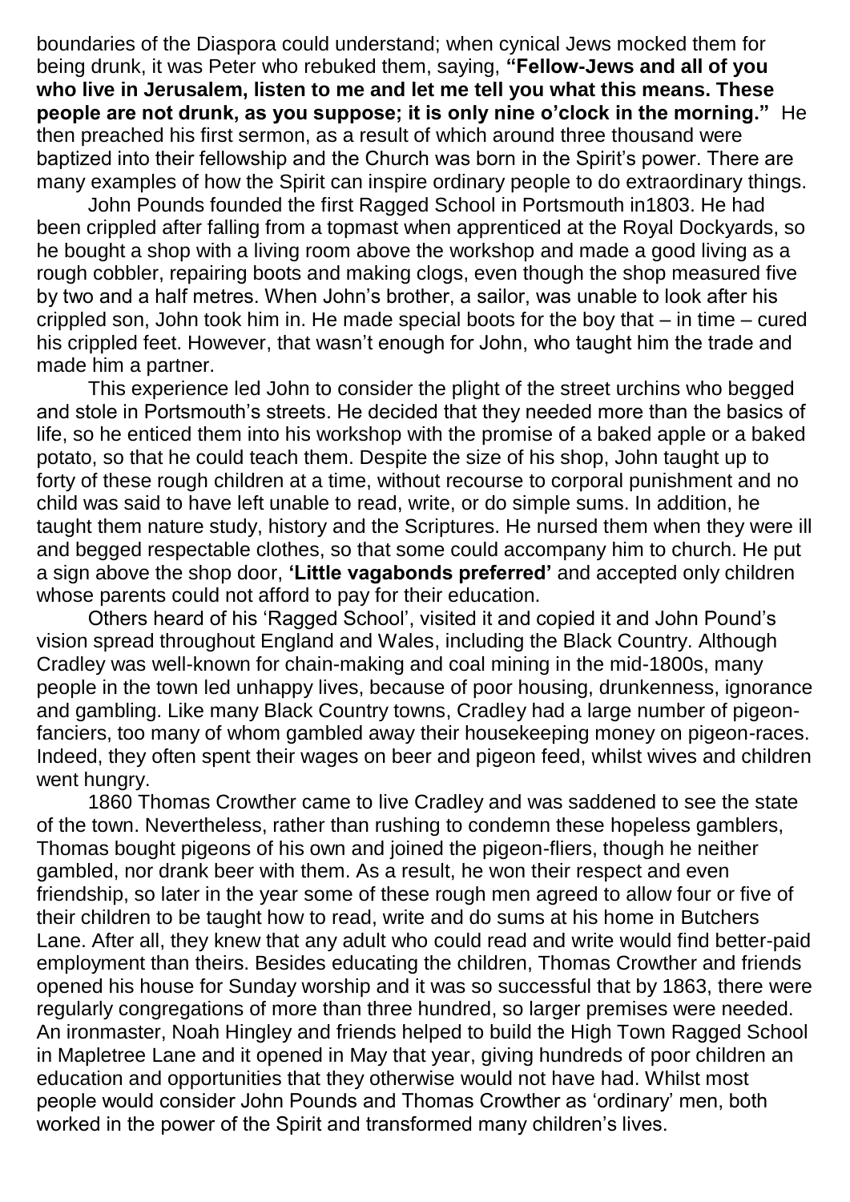boundaries of the Diaspora could understand; when cynical Jews mocked them for being drunk, it was Peter who rebuked them, saying, **"Fellow-Jews and all of you who live in Jerusalem, listen to me and let me tell you what this means. These people are not drunk, as you suppose; it is only nine o'clock in the morning."** He then preached his first sermon, as a result of which around three thousand were baptized into their fellowship and the Church was born in the Spirit's power. There are many examples of how the Spirit can inspire ordinary people to do extraordinary things.

John Pounds founded the first Ragged School in Portsmouth in1803. He had been crippled after falling from a topmast when apprenticed at the Royal Dockyards, so he bought a shop with a living room above the workshop and made a good living as a rough cobbler, repairing boots and making clogs, even though the shop measured five by two and a half metres. When John's brother, a sailor, was unable to look after his crippled son, John took him in. He made special boots for the boy that – in time – cured his crippled feet. However, that wasn't enough for John, who taught him the trade and made him a partner.

This experience led John to consider the plight of the street urchins who begged and stole in Portsmouth's streets. He decided that they needed more than the basics of life, so he enticed them into his workshop with the promise of a baked apple or a baked potato, so that he could teach them. Despite the size of his shop, John taught up to forty of these rough children at a time, without recourse to corporal punishment and no child was said to have left unable to read, write, or do simple sums. In addition, he taught them nature study, history and the Scriptures. He nursed them when they were ill and begged respectable clothes, so that some could accompany him to church. He put a sign above the shop door, **'Little vagabonds preferred'** and accepted only children whose parents could not afford to pay for their education.

Others heard of his 'Ragged School', visited it and copied it and John Pound's vision spread throughout England and Wales, including the Black Country. Although Cradley was well-known for chain-making and coal mining in the mid-1800s, many people in the town led unhappy lives, because of poor housing, drunkenness, ignorance and gambling. Like many Black Country towns, Cradley had a large number of pigeon-fanciers, too many of whom gambled away their housekeeping money on pigeon-races. Indeed, they often spent their wages on beer and pigeon feed, whilst wives and children went hungry.

1860 Thomas Crowther came to live Cradley and was saddened to see the state of the town. Nevertheless, rather than rushing to condemn these hopeless gamblers, Thomas bought pigeons of his own and joined the pigeon-fliers, though he neither gambled, nor drank beer with them. As a result, he won their respect and even friendship, so later in the year some of these rough men agreed to allow four or five of their children to be taught how to read, write and do sums at his home in Butchers Lane. After all, they knew that any adult who could read and write would find better-paid employment than theirs. Besides educating the children, Thomas Crowther and friends opened his house for Sunday worship and it was so successful that by 1863, there were regularly congregations of more than three hundred, so larger premises were needed. An ironmaster, Noah Hingley and friends helped to build the High Town Ragged School in Mapletree Lane and it opened in May that year, giving hundreds of poor children an education and opportunities that they otherwise would not have had. Whilst most people would consider John Pounds and Thomas Crowther as 'ordinary' men, both worked in the power of the Spirit and transformed many children's lives.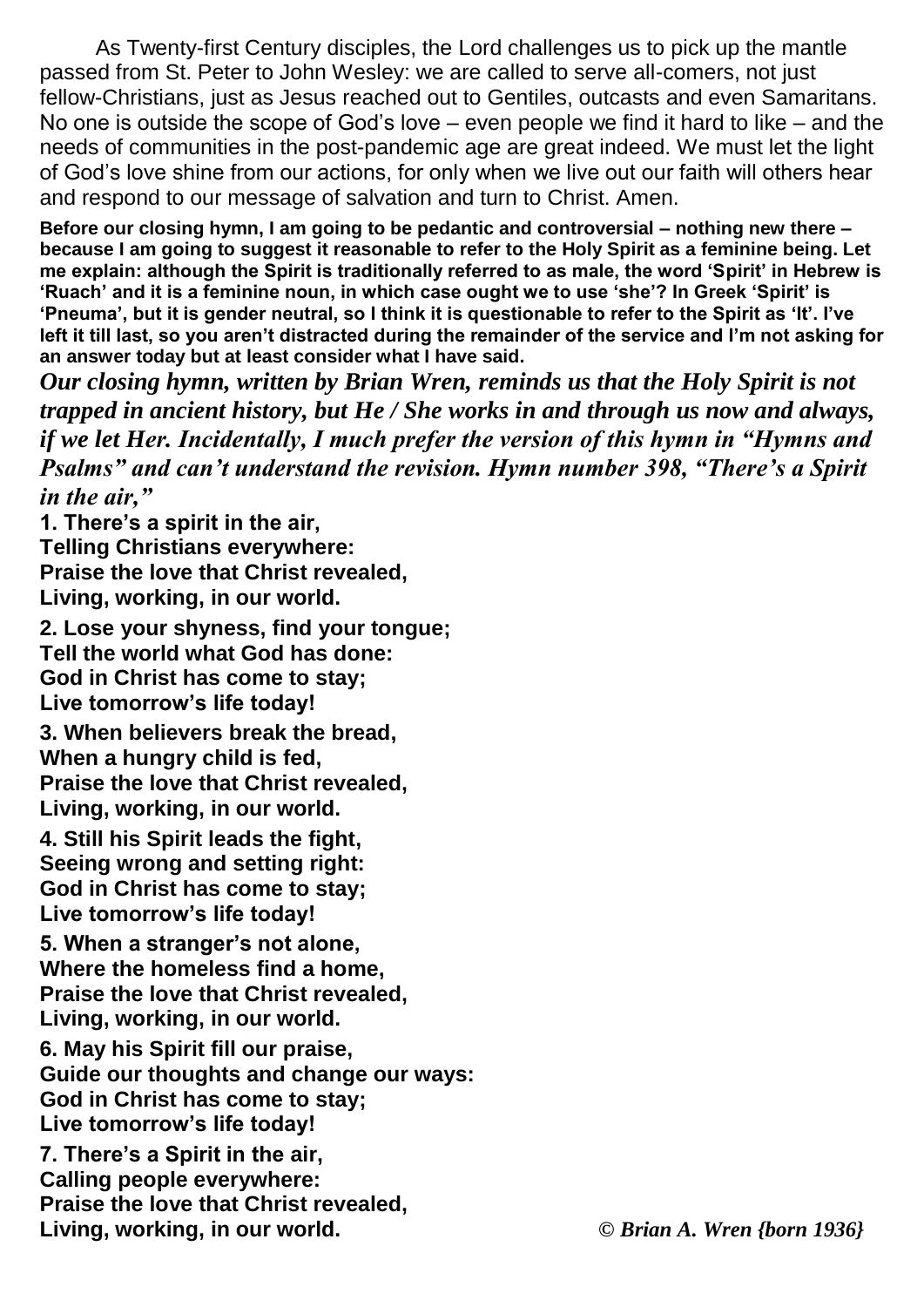As Twenty-first Century disciples, the Lord challenges us to pick up the mantle passed from St. Peter to John Wesley: we are called to serve all-comers, not just fellow-Christians, just as Jesus reached out to Gentiles, outcasts and even Samaritans. No one is outside the scope of God's love – even people we find it hard to like – and the needs of communities in the post-pandemic age are great indeed. We must let the light of God's love shine from our actions, for only when we live out our faith will others hear and respond to our message of salvation and turn to Christ. Amen.

**Before our closing hymn, I am going to be pedantic and controversial – nothing new there – because I am going to suggest it reasonable to refer to the Holy Spirit as a feminine being. Let me explain: although the Spirit is traditionally referred to as male, the word 'Spirit' in Hebrew is 'Ruach' and it is a feminine noun, in which case ought we to use 'she'? In Greek 'Spirit' is 'Pneuma', but it is gender neutral, so I think it is questionable to refer to the Spirit as 'It'. I've left it till last, so you aren't distracted during the remainder of the service and I'm not asking for an answer today but at least consider what I have said.**

***Our closing hymn, written by Brian Wren, reminds us that the Holy Spirit is not trapped in ancient history, but He / She works in and through us now and always, if we let Her. Incidentally, I much prefer the version of this hymn in "Hymns and Psalms" and can't understand the revision. Hymn number 398, "There's a Spirit in the air,"***

**1. There's a spirit in the air,**
**Telling Christians everywhere:**
**Praise the love that Christ revealed,**
**Living, working, in our world.**

**2. Lose your shyness, find your tongue;**
**Tell the world what God has done:**
**God in Christ has come to stay;**
**Live tomorrow's life today!**

**3. When believers break the bread,**
**When a hungry child is fed,**
**Praise the love that Christ revealed,**
**Living, working, in our world.**

**4. Still his Spirit leads the fight,**
**Seeing wrong and setting right:**
**God in Christ has come to stay;**
**Live tomorrow's life today!**

**5. When a stranger's not alone,**
**Where the homeless find a home,**
**Praise the love that Christ revealed,**
**Living, working, in our world.**

**6. May his Spirit fill our praise,**
**Guide our thoughts and change our ways:**
**God in Christ has come to stay;**
**Live tomorrow's life today!**

**7. There's a Spirit in the air,**
**Calling people everywhere:**
**Praise the love that Christ revealed,**
**Living, working, in our world.**

***© Brian A. Wren {born 1936}***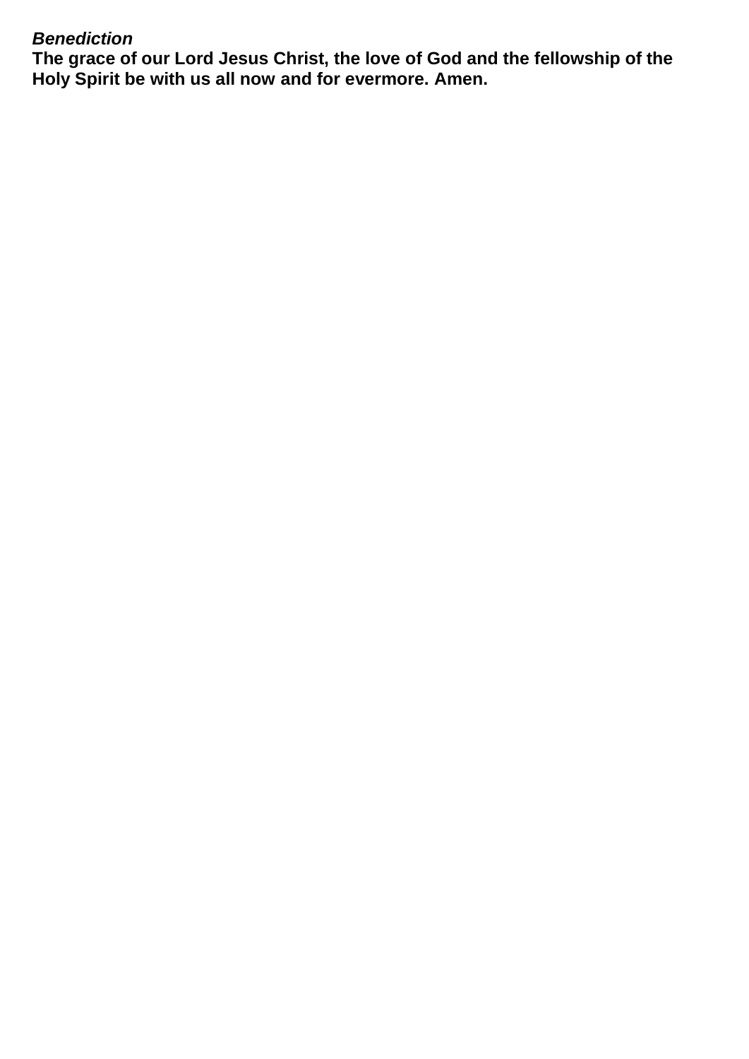***Benediction***

**The grace of our Lord Jesus Christ, the love of God and the fellowship of the Holy Spirit be with us all now and for evermore. Amen.**